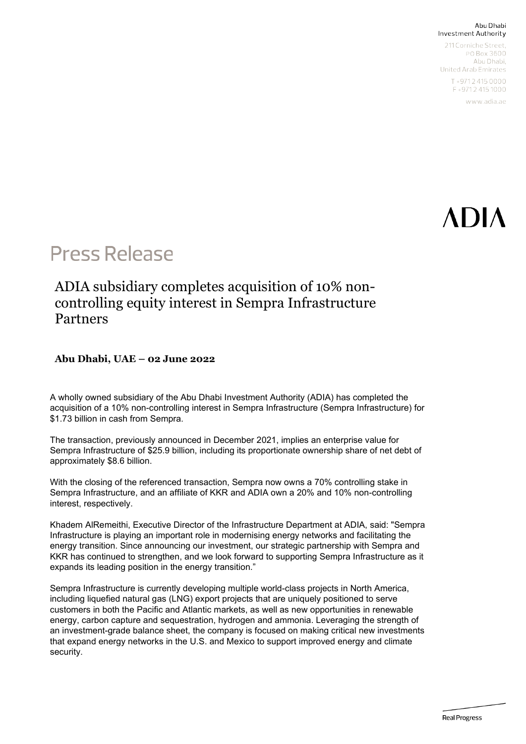Abu Dhabi Investment Authority

211 Corniche Street,
PO Box 3600
Abu Dhabi,
United Arab Emirates

T +971 2 415 0000
F +971 2 415 1000

www.adia.ae

ADIA

# Press Release

## ADIA subsidiary completes acquisition of 10% non-controlling equity interest in Sempra Infrastructure Partners

**Abu Dhabi, UAE – 02 June 2022**

A wholly owned subsidiary of the Abu Dhabi Investment Authority (ADIA) has completed the acquisition of a 10% non-controlling interest in Sempra Infrastructure (Sempra Infrastructure) for $1.73 billion in cash from Sempra.

The transaction, previously announced in December 2021, implies an enterprise value for Sempra Infrastructure of $25.9 billion, including its proportionate ownership share of net debt of approximately $8.6 billion.

With the closing of the referenced transaction, Sempra now owns a 70% controlling stake in Sempra Infrastructure, and an affiliate of KKR and ADIA own a 20% and 10% non-controlling interest, respectively.

Khadem AlRemeithi, Executive Director of the Infrastructure Department at ADIA, said: "Sempra Infrastructure is playing an important role in modernising energy networks and facilitating the energy transition. Since announcing our investment, our strategic partnership with Sempra and KKR has continued to strengthen, and we look forward to supporting Sempra Infrastructure as it expands its leading position in the energy transition."

Sempra Infrastructure is currently developing multiple world-class projects in North America, including liquefied natural gas (LNG) export projects that are uniquely positioned to serve customers in both the Pacific and Atlantic markets, as well as new opportunities in renewable energy, carbon capture and sequestration, hydrogen and ammonia. Leveraging the strength of an investment-grade balance sheet, the company is focused on making critical new investments that expand energy networks in the U.S. and Mexico to support improved energy and climate security.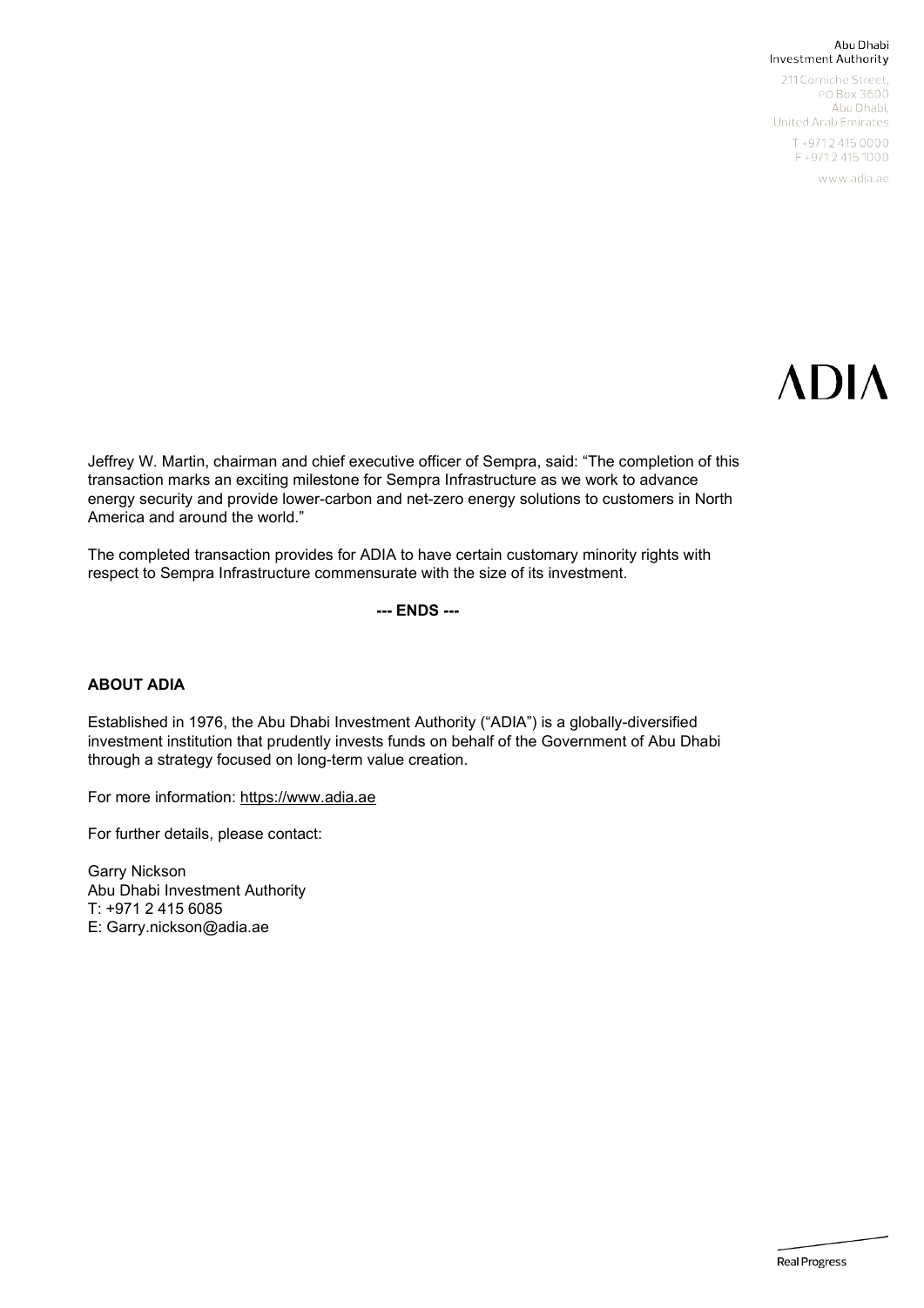Jeffrey W. Martin, chairman and chief executive officer of Sempra, said: "The completion of this transaction marks an exciting milestone for Sempra Infrastructure as we work to advance energy security and provide lower-carbon and net-zero energy solutions to customers in North America and around the world."

The completed transaction provides for ADIA to have certain customary minority rights with respect to Sempra Infrastructure commensurate with the size of its investment.

**--- ENDS ---**

**ABOUT ADIA**

Established in 1976, the Abu Dhabi Investment Authority ("ADIA") is a globally-diversified investment institution that prudently invests funds on behalf of the Government of Abu Dhabi through a strategy focused on long-term value creation.

For more information: https://www.adia.ae

For further details, please contact:

Garry Nickson
Abu Dhabi Investment Authority
T: +971 2 415 6085
E: Garry.nickson@adia.ae